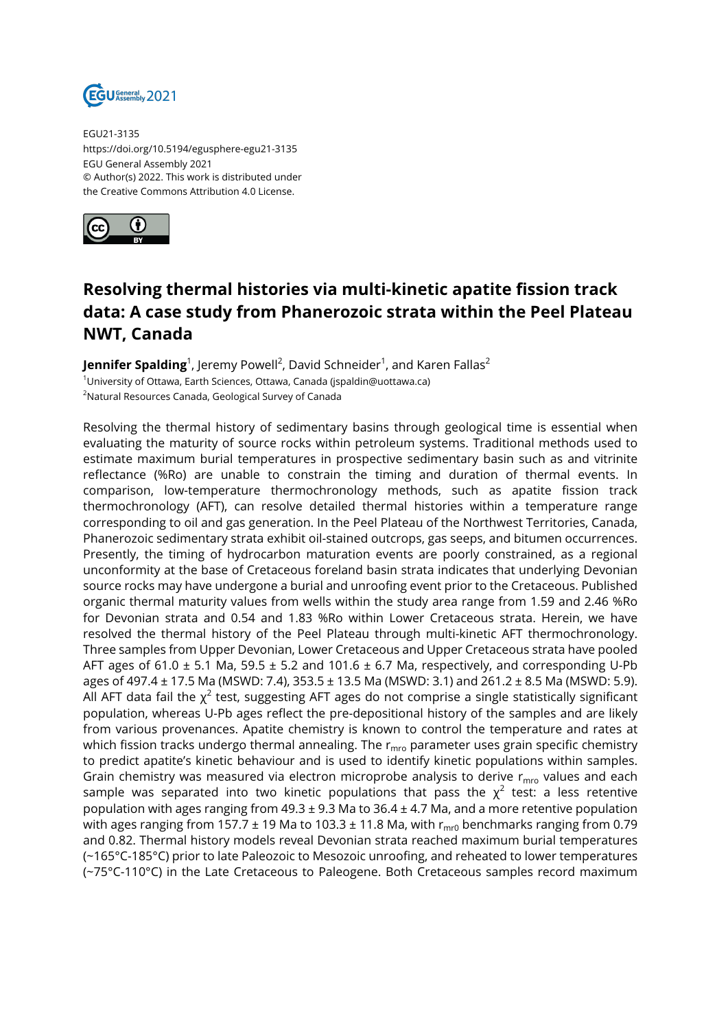EGU21-3135
https://doi.org/10.5194/egusphere-egu21-3135
EGU General Assembly 2021
© Author(s) 2022. This work is distributed under
the Creative Commons Attribution 4.0 License.

# Resolving thermal histories via multi-kinetic apatite fission track data: A case study from Phanerozoic strata within the Peel Plateau NWT, Canada

**Jennifer Spalding**[1], Jeremy Powell[2], David Schneider[1], and Karen Fallas[2]

[1]University of Ottawa, Earth Sciences, Ottawa, Canada (jspaldin@uottawa.ca)
[2]Natural Resources Canada, Geological Survey of Canada

Resolving the thermal history of sedimentary basins through geological time is essential when evaluating the maturity of source rocks within petroleum systems. Traditional methods used to estimate maximum burial temperatures in prospective sedimentary basin such as and vitrinite reflectance (%Ro) are unable to constrain the timing and duration of thermal events. In comparison, low-temperature thermochronology methods, such as apatite fission track thermochronology (AFT), can resolve detailed thermal histories within a temperature range corresponding to oil and gas generation. In the Peel Plateau of the Northwest Territories, Canada, Phanerozoic sedimentary strata exhibit oil-stained outcrops, gas seeps, and bitumen occurrences. Presently, the timing of hydrocarbon maturation events are poorly constrained, as a regional unconformity at the base of Cretaceous foreland basin strata indicates that underlying Devonian source rocks may have undergone a burial and unroofing event prior to the Cretaceous. Published organic thermal maturity values from wells within the study area range from 1.59 and 2.46 %Ro for Devonian strata and 0.54 and 1.83 %Ro within Lower Cretaceous strata. Herein, we have resolved the thermal history of the Peel Plateau through multi-kinetic AFT thermochronology. Three samples from Upper Devonian, Lower Cretaceous and Upper Cretaceous strata have pooled AFT ages of 61.0 ± 5.1 Ma, 59.5 ± 5.2 and 101.6 ± 6.7 Ma, respectively, and corresponding U-Pb ages of 497.4 ± 17.5 Ma (MSWD: 7.4), 353.5 ± 13.5 Ma (MSWD: 3.1) and 261.2 ± 8.5 Ma (MSWD: 5.9). All AFT data fail the $\chi^2$ test, suggesting AFT ages do not comprise a single statistically significant population, whereas U-Pb ages reflect the pre-depositional history of the samples and are likely from various provenances. Apatite chemistry is known to control the temperature and rates at which fission tracks undergo thermal annealing. The $r_{mro}$ parameter uses grain specific chemistry to predict apatite's kinetic behaviour and is used to identify kinetic populations within samples. Grain chemistry was measured via electron microprobe analysis to derive $r_{mro}$ values and each sample was separated into two kinetic populations that pass the $\chi^2$ test: a less retentive population with ages ranging from 49.3 ± 9.3 Ma to 36.4 ± 4.7 Ma, and a more retentive population with ages ranging from 157.7 ± 19 Ma to 103.3 ± 11.8 Ma, with $r_{mr0}$ benchmarks ranging from 0.79 and 0.82. Thermal history models reveal Devonian strata reached maximum burial temperatures (~165°C-185°C) prior to late Paleozoic to Mesozoic unroofing, and reheated to lower temperatures (~75°C-110°C) in the Late Cretaceous to Paleogene. Both Cretaceous samples record maximum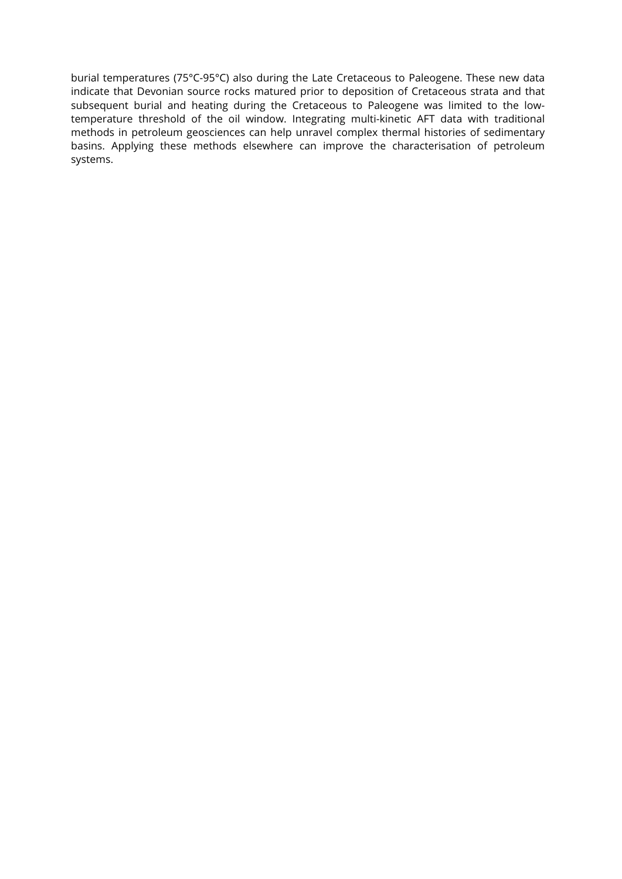burial temperatures (75°C-95°C) also during the Late Cretaceous to Paleogene. These new data indicate that Devonian source rocks matured prior to deposition of Cretaceous strata and that subsequent burial and heating during the Cretaceous to Paleogene was limited to the low-temperature threshold of the oil window. Integrating multi-kinetic AFT data with traditional methods in petroleum geosciences can help unravel complex thermal histories of sedimentary basins. Applying these methods elsewhere can improve the characterisation of petroleum systems.